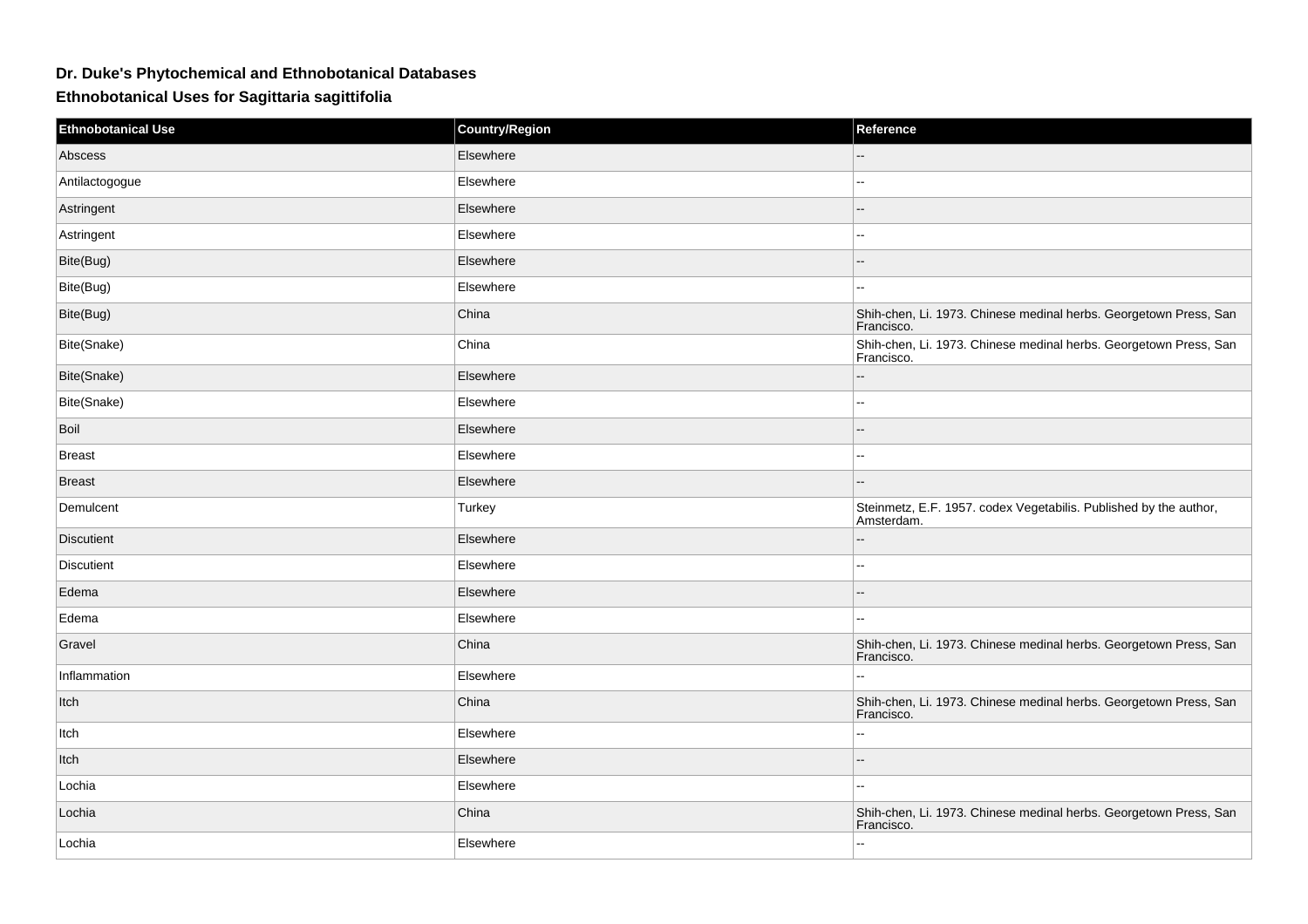**Dr. Duke's Phytochemical and Ethnobotanical Databases**

**Ethnobotanical Uses for Sagittaria sagittifolia**

| Ethnobotanical Use | Country/Region | Reference |
| --- | --- | --- |
| Abscess | Elsewhere | -- |
| Antilactogogue | Elsewhere | -- |
| Astringent | Elsewhere | -- |
| Astringent | Elsewhere | -- |
| Bite(Bug) | Elsewhere | -- |
| Bite(Bug) | Elsewhere | -- |
| Bite(Bug) | China | Shih-chen, Li. 1973. Chinese medinal herbs. Georgetown Press, San Francisco. |
| Bite(Snake) | China | Shih-chen, Li. 1973. Chinese medinal herbs. Georgetown Press, San Francisco. |
| Bite(Snake) | Elsewhere | -- |
| Bite(Snake) | Elsewhere | -- |
| Boil | Elsewhere | -- |
| Breast | Elsewhere | -- |
| Breast | Elsewhere | -- |
| Demulcent | Turkey | Steinmetz, E.F. 1957. codex Vegetabilis. Published by the author, Amsterdam. |
| Discutient | Elsewhere | -- |
| Discutient | Elsewhere | -- |
| Edema | Elsewhere | -- |
| Edema | Elsewhere | -- |
| Gravel | China | Shih-chen, Li. 1973. Chinese medinal herbs. Georgetown Press, San Francisco. |
| Inflammation | Elsewhere | -- |
| Itch | China | Shih-chen, Li. 1973. Chinese medinal herbs. Georgetown Press, San Francisco. |
| Itch | Elsewhere | -- |
| Itch | Elsewhere | -- |
| Lochia | Elsewhere | -- |
| Lochia | China | Shih-chen, Li. 1973. Chinese medinal herbs. Georgetown Press, San Francisco. |
| Lochia | Elsewhere | -- |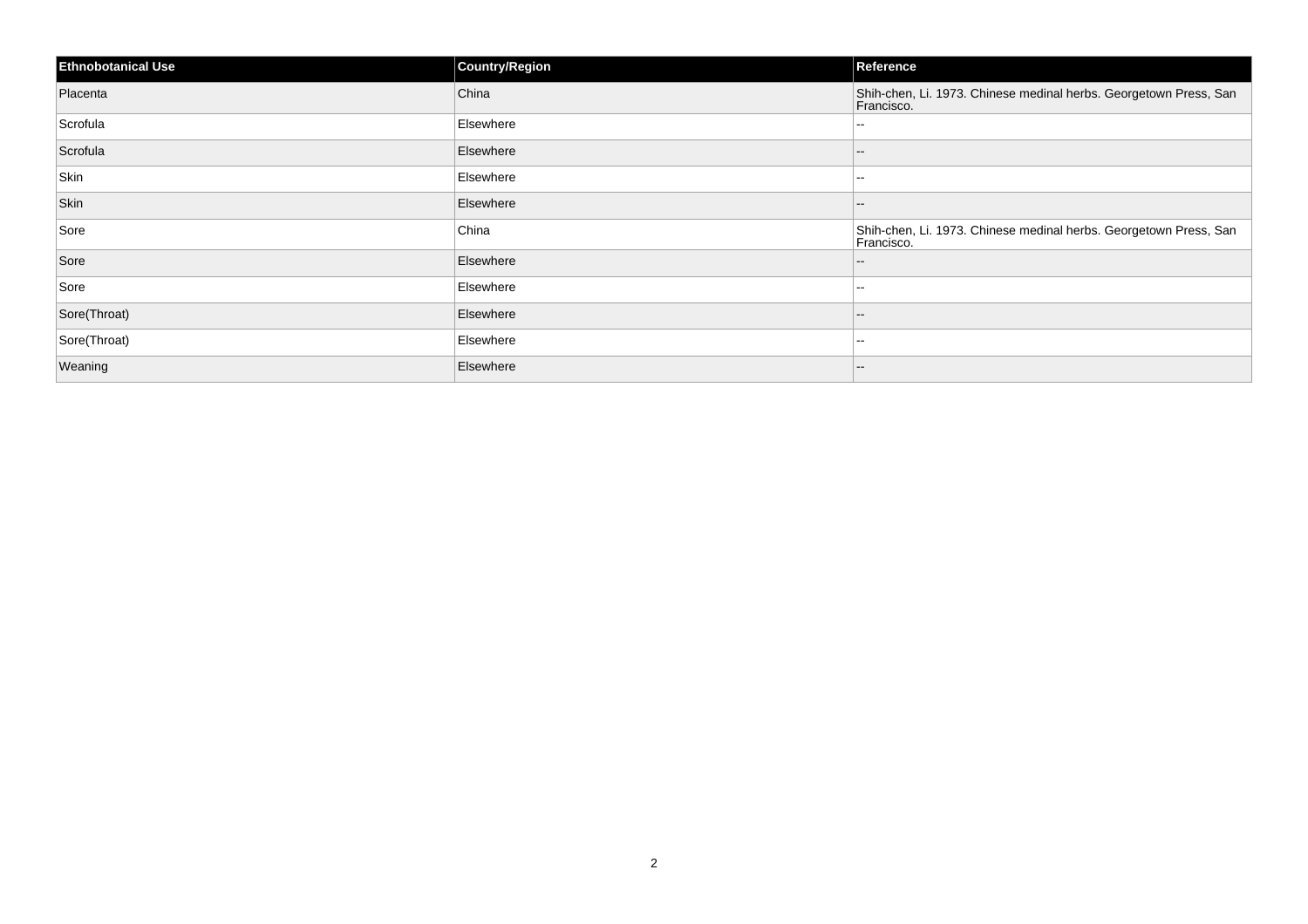| Ethnobotanical Use | Country/Region | Reference |
| --- | --- | --- |
| Placenta | China | Shih-chen, Li. 1973. Chinese medinal herbs. Georgetown Press, San Francisco. |
| Scrofula | Elsewhere | -- |
| Scrofula | Elsewhere | -- |
| Skin | Elsewhere | -- |
| Skin | Elsewhere | -- |
| Sore | China | Shih-chen, Li. 1973. Chinese medinal herbs. Georgetown Press, San Francisco. |
| Sore | Elsewhere | -- |
| Sore | Elsewhere | -- |
| Sore(Throat) | Elsewhere | -- |
| Sore(Throat) | Elsewhere | -- |
| Weaning | Elsewhere | -- |